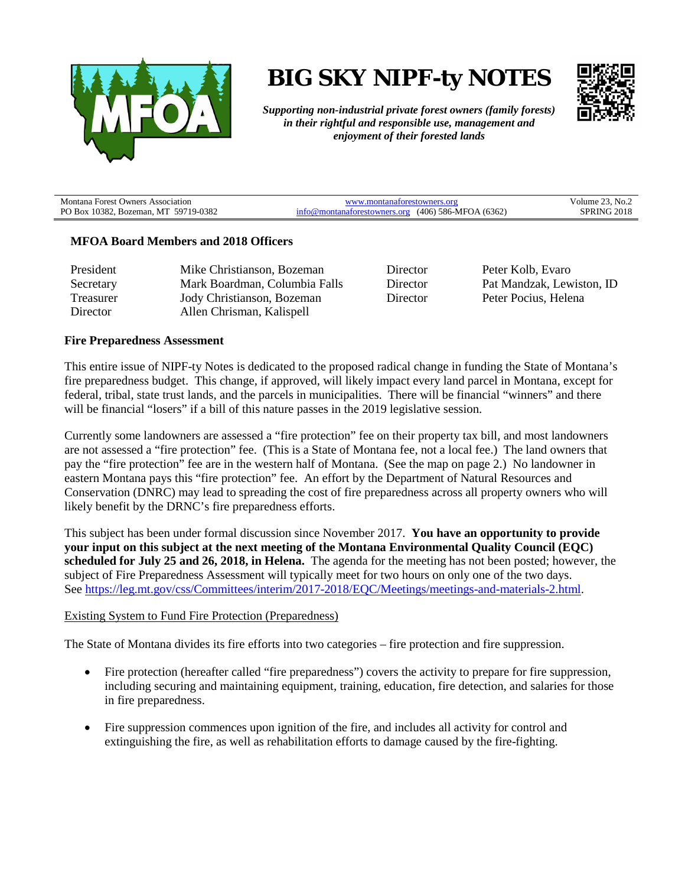# BIG SKY NIPF-ty NOTES

***Supporting non-industrial private forest owners (family forests) in their rightful and responsible use, management and enjoyment of their forested lands***

| Montana Forest Owners Association<br>PO Box 10382, Bozeman, MT 59719-0382 | www.montanaforestowners.org<br>info@montanaforestowners.org (406) 586-MFOA (6362) | Volume 23, No.2<br>SPRING 2018 |
|---|---|---|

**MFOA Board Members and 2018 Officers**

| | | | |
|---|---|---|---|
| President | Mike Christianson, Bozeman | Director | Peter Kolb, Evaro |
| Secretary | Mark Boardman, Columbia Falls | Director | Pat Mandzak, Lewiston, ID |
| Treasurer | Jody Christianson, Bozeman | Director | Peter Pocius, Helena |
| Director | Allen Chrisman, Kalispell | | |

## Fire Preparedness Assessment

This entire issue of NIPF-ty Notes is dedicated to the proposed radical change in funding the State of Montana's fire preparedness budget. This change, if approved, will likely impact every land parcel in Montana, except for federal, tribal, state trust lands, and the parcels in municipalities. There will be financial "winners" and there will be financial "losers" if a bill of this nature passes in the 2019 legislative session.

Currently some landowners are assessed a "fire protection" fee on their property tax bill, and most landowners are not assessed a "fire protection" fee. (This is a State of Montana fee, not a local fee.) The land owners that pay the "fire protection" fee are in the western half of Montana. (See the map on page 2.) No landowner in eastern Montana pays this "fire protection" fee. An effort by the Department of Natural Resources and Conservation (DNRC) may lead to spreading the cost of fire preparedness across all property owners who will likely benefit by the DRNC's fire preparedness efforts.

This subject has been under formal discussion since November 2017. **You have an opportunity to provide your input on this subject at the next meeting of the Montana Environmental Quality Council (EQC) scheduled for July 25 and 26, 2018, in Helena.** The agenda for the meeting has not been posted; however, the subject of Fire Preparedness Assessment will typically meet for two hours on only one of the two days. See https://leg.mt.gov/css/Committees/interim/2017-2018/EQC/Meetings/meetings-and-materials-2.html.

Existing System to Fund Fire Protection (Preparedness)

The State of Montana divides its fire efforts into two categories – fire protection and fire suppression.

- Fire protection (hereafter called "fire preparedness") covers the activity to prepare for fire suppression, including securing and maintaining equipment, training, education, fire detection, and salaries for those in fire preparedness.

- Fire suppression commences upon ignition of the fire, and includes all activity for control and extinguishing the fire, as well as rehabilitation efforts to damage caused by the fire-fighting.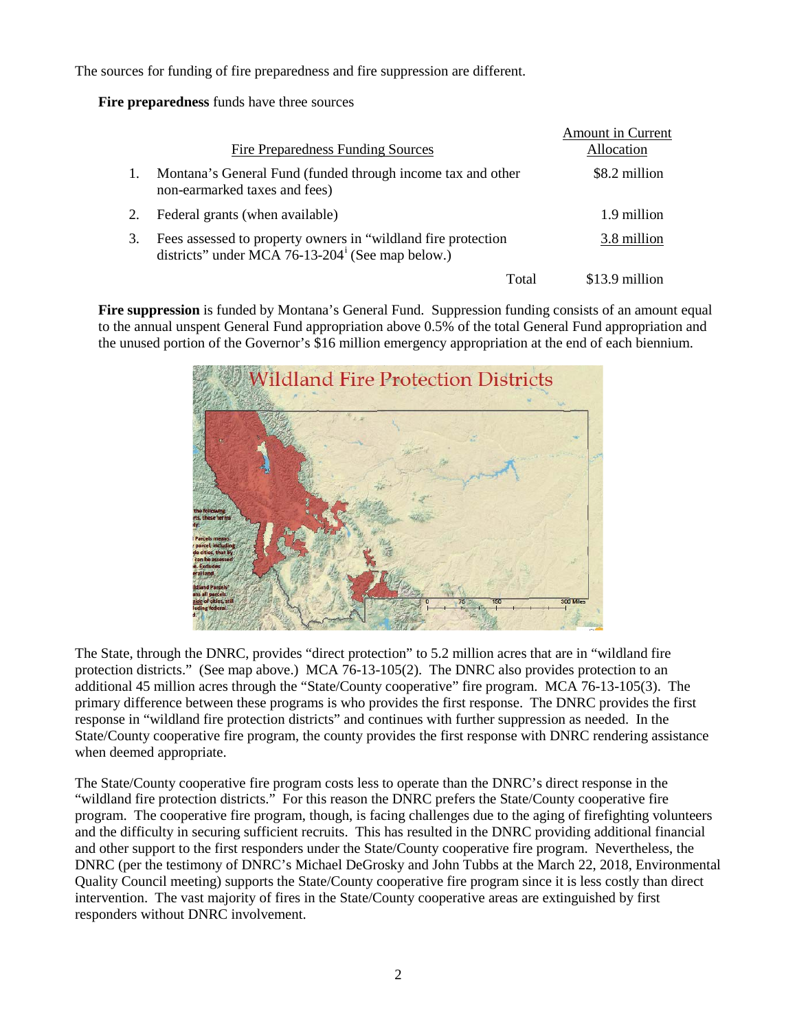The sources for funding of fire preparedness and fire suppression are different.

**Fire preparedness** funds have three sources

| | Fire Preparedness Funding Sources | Amount in Current Allocation |
|---|---|---|
| 1. | Montana's General Fund (funded through income tax and other non-earmarked taxes and fees) | $8.2 million |
| 2. | Federal grants (when available) | 1.9 million |
| 3. | Fees assessed to property owners in "wildland fire protection districts" under MCA 76-13-204[i] (See map below.) | 3.8 million |
| | Total | $13.9 million |

**Fire suppression** is funded by Montana's General Fund. Suppression funding consists of an amount equal to the annual unspent General Fund appropriation above 0.5% of the total General Fund appropriation and the unused portion of the Governor's $16 million emergency appropriation at the end of each biennium.

The State, through the DNRC, provides "direct protection" to 5.2 million acres that are in "wildland fire protection districts." (See map above.) MCA 76-13-105(2). The DNRC also provides protection to an additional 45 million acres through the "State/County cooperative" fire program. MCA 76-13-105(3). The primary difference between these programs is who provides the first response. The DNRC provides the first response in "wildland fire protection districts" and continues with further suppression as needed. In the State/County cooperative fire program, the county provides the first response with DNRC rendering assistance when deemed appropriate.

The State/County cooperative fire program costs less to operate than the DNRC's direct response in the "wildland fire protection districts." For this reason the DNRC prefers the State/County cooperative fire program. The cooperative fire program, though, is facing challenges due to the aging of firefighting volunteers and the difficulty in securing sufficient recruits. This has resulted in the DNRC providing additional financial and other support to the first responders under the State/County cooperative fire program. Nevertheless, the DNRC (per the testimony of DNRC's Michael DeGrosky and John Tubbs at the March 22, 2018, Environmental Quality Council meeting) supports the State/County cooperative fire program since it is less costly than direct intervention. The vast majority of fires in the State/County cooperative areas are extinguished by first responders without DNRC involvement.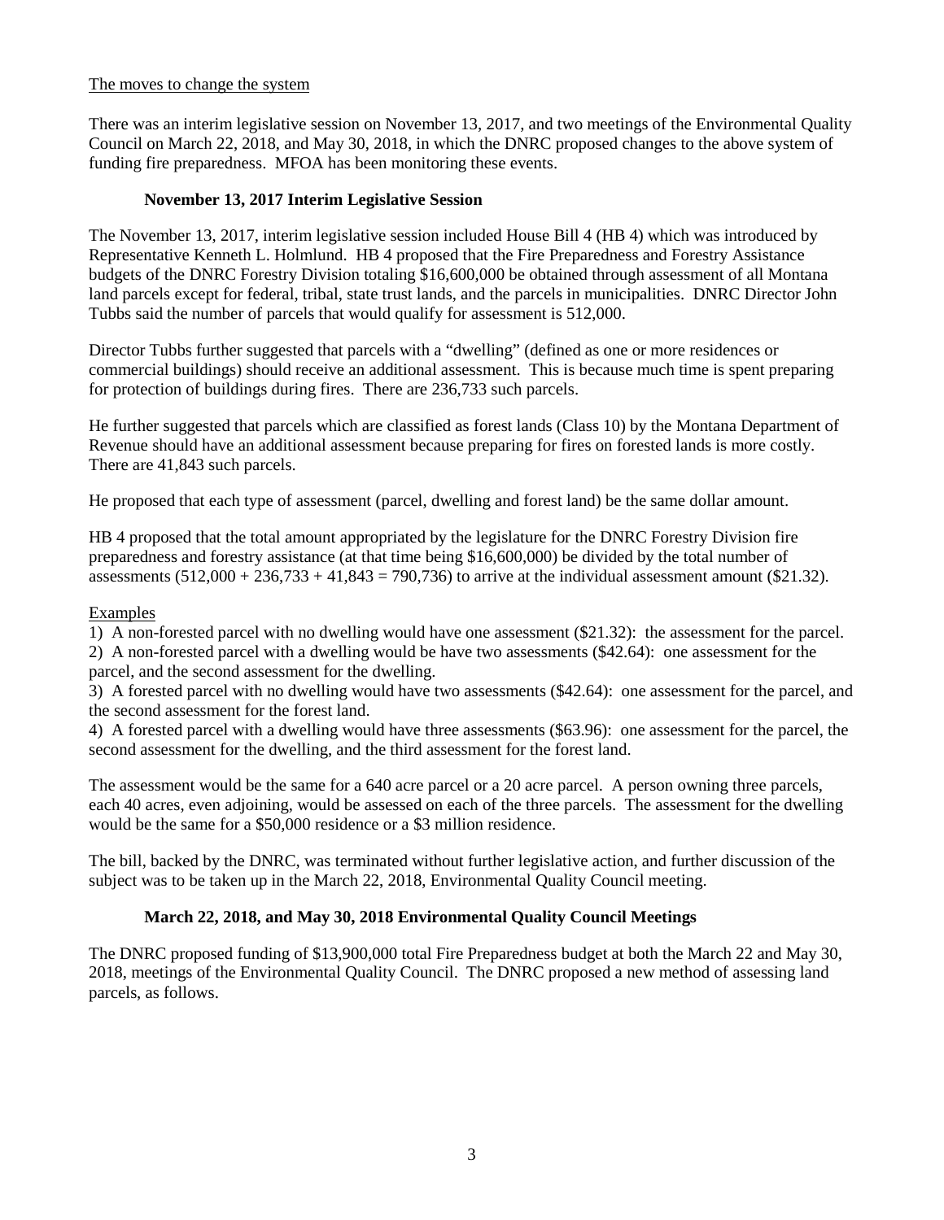<u>The moves to change the system</u>

There was an interim legislative session on November 13, 2017, and two meetings of the Environmental Quality Council on March 22, 2018, and May 30, 2018, in which the DNRC proposed changes to the above system of funding fire preparedness. MFOA has been monitoring these events.

### November 13, 2017 Interim Legislative Session

The November 13, 2017, interim legislative session included House Bill 4 (HB 4) which was introduced by Representative Kenneth L. Holmlund. HB 4 proposed that the Fire Preparedness and Forestry Assistance budgets of the DNRC Forestry Division totaling $16,600,000 be obtained through assessment of all Montana land parcels except for federal, tribal, state trust lands, and the parcels in municipalities. DNRC Director John Tubbs said the number of parcels that would qualify for assessment is 512,000.

Director Tubbs further suggested that parcels with a "dwelling" (defined as one or more residences or commercial buildings) should receive an additional assessment. This is because much time is spent preparing for protection of buildings during fires. There are 236,733 such parcels.

He further suggested that parcels which are classified as forest lands (Class 10) by the Montana Department of Revenue should have an additional assessment because preparing for fires on forested lands is more costly. There are 41,843 such parcels.

He proposed that each type of assessment (parcel, dwelling and forest land) be the same dollar amount.

HB 4 proposed that the total amount appropriated by the legislature for the DNRC Forestry Division fire preparedness and forestry assistance (at that time being $16,600,000) be divided by the total number of assessments (512,000 + 236,733 + 41,843 = 790,736) to arrive at the individual assessment amount ($21.32).

<u>Examples</u>

1) A non-forested parcel with no dwelling would have one assessment ($21.32): the assessment for the parcel.
2) A non-forested parcel with a dwelling would be have two assessments ($42.64): one assessment for the parcel, and the second assessment for the dwelling.
3) A forested parcel with no dwelling would have two assessments ($42.64): one assessment for the parcel, and the second assessment for the forest land.
4) A forested parcel with a dwelling would have three assessments ($63.96): one assessment for the parcel, the second assessment for the dwelling, and the third assessment for the forest land.

The assessment would be the same for a 640 acre parcel or a 20 acre parcel. A person owning three parcels, each 40 acres, even adjoining, would be assessed on each of the three parcels. The assessment for the dwelling would be the same for a $50,000 residence or a $3 million residence.

The bill, backed by the DNRC, was terminated without further legislative action, and further discussion of the subject was to be taken up in the March 22, 2018, Environmental Quality Council meeting.

### March 22, 2018, and May 30, 2018 Environmental Quality Council Meetings

The DNRC proposed funding of $13,900,000 total Fire Preparedness budget at both the March 22 and May 30, 2018, meetings of the Environmental Quality Council. The DNRC proposed a new method of assessing land parcels, as follows.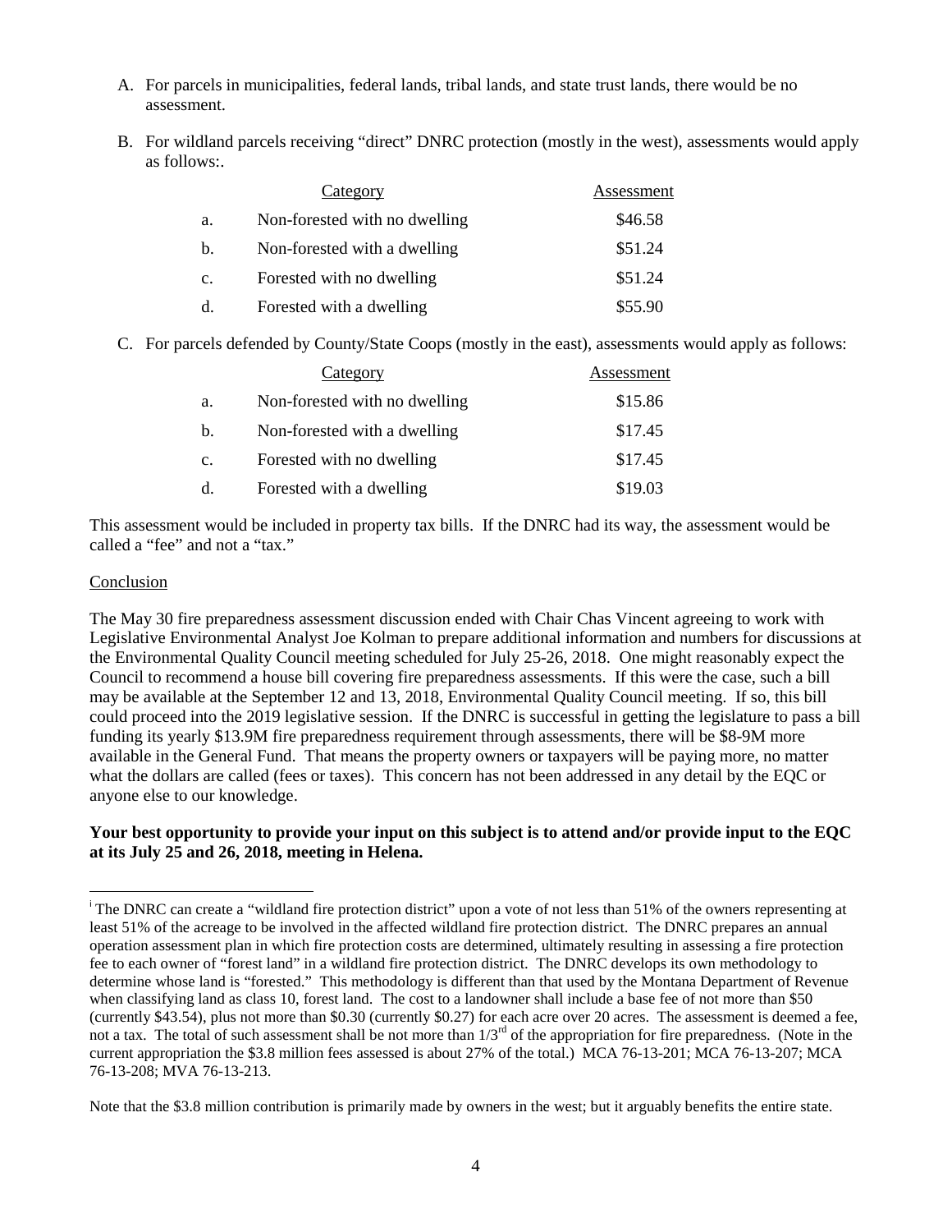A. For parcels in municipalities, federal lands, tribal lands, and state trust lands, there would be no assessment.

B. For wildland parcels receiving "direct" DNRC protection (mostly in the west), assessments would apply as follows:.

| | Category | Assessment |
|---|---|---|
| a. | Non-forested with no dwelling | \$46.58 |
| b. | Non-forested with a dwelling | \$51.24 |
| c. | Forested with no dwelling | \$51.24 |
| d. | Forested with a dwelling | \$55.90 |

C. For parcels defended by County/State Coops (mostly in the east), assessments would apply as follows:

| | Category | Assessment |
|---|---|---|
| a. | Non-forested with no dwelling | \$15.86 |
| b. | Non-forested with a dwelling | \$17.45 |
| c. | Forested with no dwelling | \$17.45 |
| d. | Forested with a dwelling | \$19.03 |

This assessment would be included in property tax bills. If the DNRC had its way, the assessment would be called a "fee" and not a "tax."

Conclusion

The May 30 fire preparedness assessment discussion ended with Chair Chas Vincent agreeing to work with Legislative Environmental Analyst Joe Kolman to prepare additional information and numbers for discussions at the Environmental Quality Council meeting scheduled for July 25-26, 2018. One might reasonably expect the Council to recommend a house bill covering fire preparedness assessments. If this were the case, such a bill may be available at the September 12 and 13, 2018, Environmental Quality Council meeting. If so, this bill could proceed into the 2019 legislative session. If the DNRC is successful in getting the legislature to pass a bill funding its yearly \$13.9M fire preparedness requirement through assessments, there will be \$8-9M more available in the General Fund. That means the property owners or taxpayers will be paying more, no matter what the dollars are called (fees or taxes). This concern has not been addressed in any detail by the EQC or anyone else to our knowledge.

**Your best opportunity to provide your input on this subject is to attend and/or provide input to the EQC at its July 25 and 26, 2018, meeting in Helena.**

---

[i] The DNRC can create a "wildland fire protection district" upon a vote of not less than 51% of the owners representing at least 51% of the acreage to be involved in the affected wildland fire protection district. The DNRC prepares an annual operation assessment plan in which fire protection costs are determined, ultimately resulting in assessing a fire protection fee to each owner of "forest land" in a wildland fire protection district. The DNRC develops its own methodology to determine whose land is "forested." This methodology is different than that used by the Montana Department of Revenue when classifying land as class 10, forest land. The cost to a landowner shall include a base fee of not more than \$50 (currently \$43.54), plus not more than \$0.30 (currently \$0.27) for each acre over 20 acres. The assessment is deemed a fee, not a tax. The total of such assessment shall be not more than 1/3rd of the appropriation for fire preparedness. (Note in the current appropriation the \$3.8 million fees assessed is about 27% of the total.) MCA 76-13-201; MCA 76-13-207; MCA 76-13-208; MVA 76-13-213.

Note that the \$3.8 million contribution is primarily made by owners in the west; but it arguably benefits the entire state.